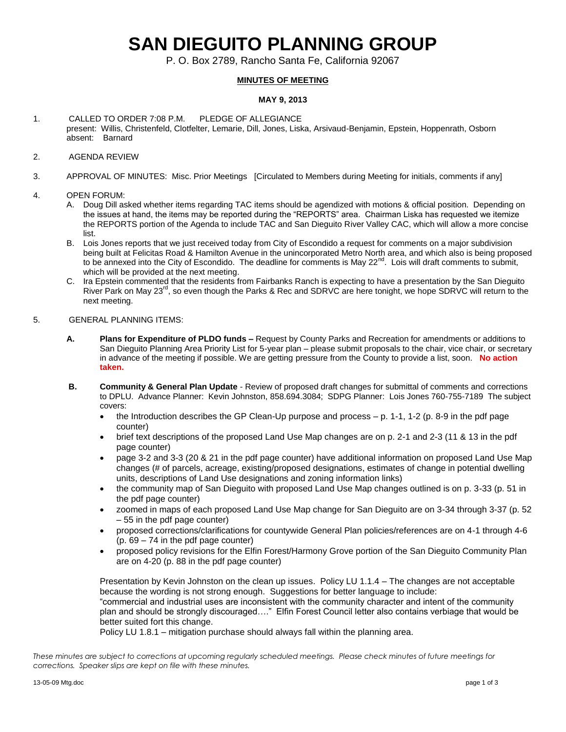# SAN DIEGUITO PLANNING GROUP

P. O. Box 2789, Rancho Santa Fe, California 92067

**MINUTES OF MEETING**

**MAY 9, 2013**

1. CALLED TO ORDER 7:08 P.M. PLEDGE OF ALLEGIANCE
   present: Willis, Christenfeld, Clotfelter, Lemarie, Dill, Jones, Liska, Arsivaud-Benjamin, Epstein, Hoppenrath, Osborn
   absent: Barnard

2. AGENDA REVIEW

3. APPROVAL OF MINUTES: Misc. Prior Meetings [Circulated to Members during Meeting for initials, comments if any]

4. OPEN FORUM:
   A. Doug Dill asked whether items regarding TAC items should be agendized with motions & official position. Depending on the issues at hand, the items may be reported during the "REPORTS" area. Chairman Liska has requested we itemize the REPORTS portion of the Agenda to include TAC and San Dieguito River Valley CAC, which will allow a more concise list.
   B. Lois Jones reports that we just received today from City of Escondido a request for comments on a major subdivision being built at Felicitas Road & Hamilton Avenue in the unincorporated Metro North area, and which also is being proposed to be annexed into the City of Escondido. The deadline for comments is May 22nd. Lois will draft comments to submit, which will be provided at the next meeting.
   C. Ira Epstein commented that the residents from Fairbanks Ranch is expecting to have a presentation by the San Dieguito River Park on May 23rd, so even though the Parks & Rec and SDRVC are here tonight, we hope SDRVC will return to the next meeting.

5. GENERAL PLANNING ITEMS:

   **A. Plans for Expenditure of PLDO funds –** Request by County Parks and Recreation for amendments or additions to San Dieguito Planning Area Priority List for 5-year plan – please submit proposals to the chair, vice chair, or secretary in advance of the meeting if possible. We are getting pressure from the County to provide a list, soon. **No action taken.**

   **B. Community & General Plan Update** - Review of proposed draft changes for submittal of comments and corrections to DPLU. Advance Planner: Kevin Johnston, 858.694.3084; SDPG Planner: Lois Jones 760-755-7189 The subject covers:

   - the Introduction describes the GP Clean-Up purpose and process – p. 1-1, 1-2 (p. 8-9 in the pdf page counter)
   - brief text descriptions of the proposed Land Use Map changes are on p. 2-1 and 2-3 (11 & 13 in the pdf page counter)
   - page 3-2 and 3-3 (20 & 21 in the pdf page counter) have additional information on proposed Land Use Map changes (# of parcels, acreage, existing/proposed designations, estimates of change in potential dwelling units, descriptions of Land Use designations and zoning information links)
   - the community map of San Dieguito with proposed Land Use Map changes outlined is on p. 3-33 (p. 51 in the pdf page counter)
   - zoomed in maps of each proposed Land Use Map change for San Dieguito are on 3-34 through 3-37 (p. 52 – 55 in the pdf page counter)
   - proposed corrections/clarifications for countywide General Plan policies/references are on 4-1 through 4-6 (p. 69 – 74 in the pdf page counter)
   - proposed policy revisions for the Elfin Forest/Harmony Grove portion of the San Dieguito Community Plan are on 4-20 (p. 88 in the pdf page counter)

   Presentation by Kevin Johnston on the clean up issues. Policy LU 1.1.4 – The changes are not acceptable because the wording is not strong enough. Suggestions for better language to include:
   "commercial and industrial uses are inconsistent with the community character and intent of the community plan and should be strongly discouraged…." Elfin Forest Council letter also contains verbiage that would be better suited fort this change.
   Policy LU 1.8.1 – mitigation purchase should always fall within the planning area.

*These minutes are subject to corrections at upcoming regularly scheduled meetings. Please check minutes of future meetings for corrections. Speaker slips are kept on file with these minutes.*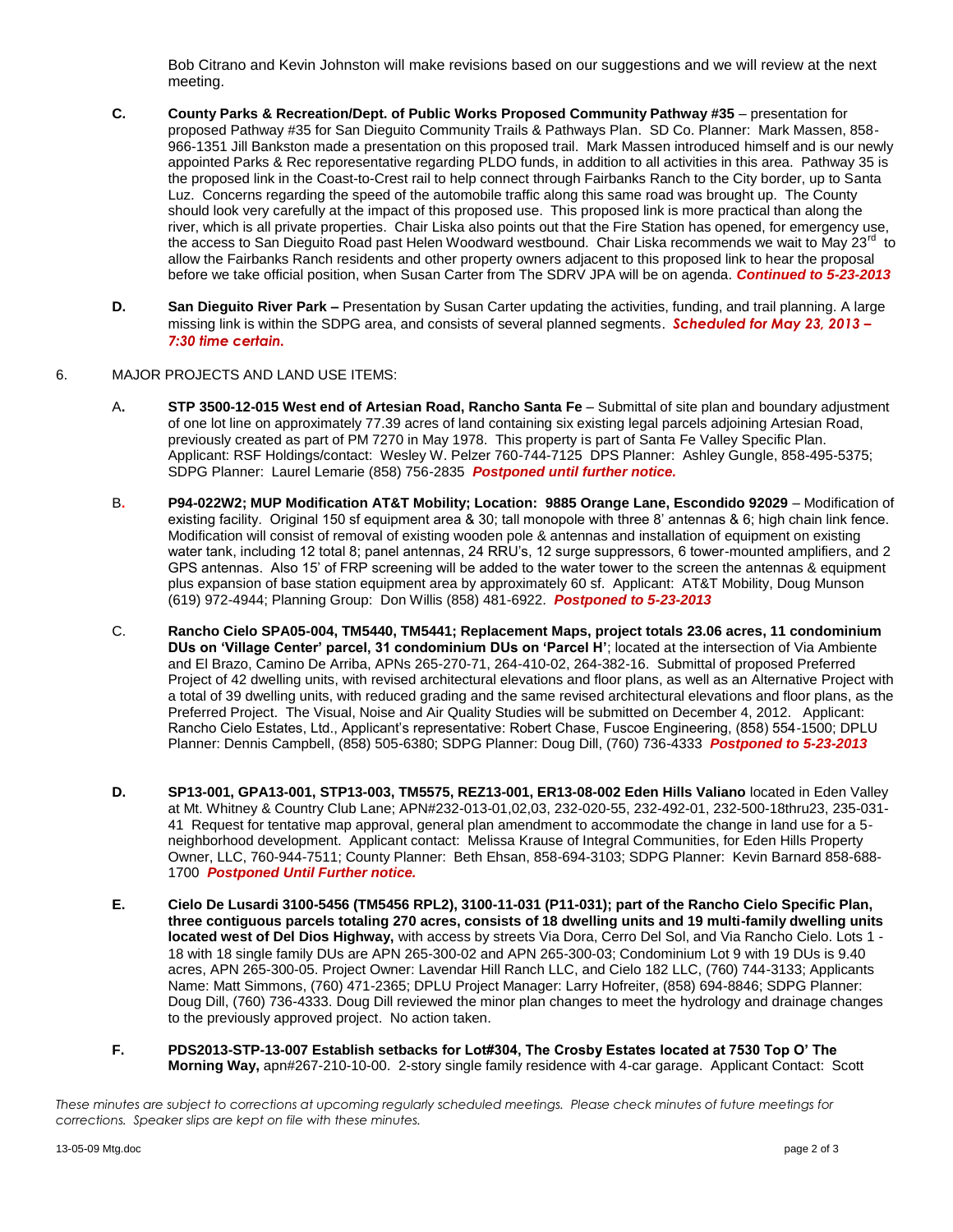Bob Citrano and Kevin Johnston will make revisions based on our suggestions and we will review at the next meeting.

**C. County Parks & Recreation/Dept. of Public Works Proposed Community Pathway #35** – presentation for proposed Pathway #35 for San Dieguito Community Trails & Pathways Plan. SD Co. Planner: Mark Massen, 858-966-1351 Jill Bankston made a presentation on this proposed trail. Mark Massen introduced himself and is our newly appointed Parks & Rec reporesentative regarding PLDO funds, in addition to all activities in this area. Pathway 35 is the proposed link in the Coast-to-Crest rail to help connect through Fairbanks Ranch to the City border, up to Santa Luz. Concerns regarding the speed of the automobile traffic along this same road was brought up. The County should look very carefully at the impact of this proposed use. This proposed link is more practical than along the river, which is all private properties. Chair Liska also points out that the Fire Station has opened, for emergency use, the access to San Dieguito Road past Helen Woodward westbound. Chair Liska recommends we wait to May 23rd to allow the Fairbanks Ranch residents and other property owners adjacent to this proposed link to hear the proposal before we take official position, when Susan Carter from The SDRV JPA will be on agenda. ***Continued to 5-23-2013***

**D. San Dieguito River Park –** Presentation by Susan Carter updating the activities, funding, and trail planning. A large missing link is within the SDPG area, and consists of several planned segments. ***Scheduled for May 23, 2013 – 7:30 time certain.***

6. MAJOR PROJECTS AND LAND USE ITEMS:

A**. STP 3500-12-015 West end of Artesian Road, Rancho Santa Fe** – Submittal of site plan and boundary adjustment of one lot line on approximately 77.39 acres of land containing six existing legal parcels adjoining Artesian Road, previously created as part of PM 7270 in May 1978. This property is part of Santa Fe Valley Specific Plan. Applicant: RSF Holdings/contact: Wesley W. Pelzer 760-744-7125 DPS Planner: Ashley Gungle, 858-495-5375; SDPG Planner: Laurel Lemarie (858) 756-2835 ***Postponed until further notice.***

B**. P94-022W2; MUP Modification AT&T Mobility; Location: 9885 Orange Lane, Escondido 92029** – Modification of existing facility. Original 150 sf equipment area & 30; tall monopole with three 8' antennas & 6; high chain link fence. Modification will consist of removal of existing wooden pole & antennas and installation of equipment on existing water tank, including 12 total 8; panel antennas, 24 RRU's, 12 surge suppressors, 6 tower-mounted amplifiers, and 2 GPS antennas. Also 15' of FRP screening will be added to the water tower to the screen the antennas & equipment plus expansion of base station equipment area by approximately 60 sf. Applicant: AT&T Mobility, Doug Munson (619) 972-4944; Planning Group: Don Willis (858) 481-6922. ***Postponed to 5-23-2013***

C. **Rancho Cielo SPA05-004, TM5440, TM5441; Replacement Maps, project totals 23.06 acres, 11 condominium DUs on 'Village Center' parcel, 31 condominium DUs on 'Parcel H'**; located at the intersection of Via Ambiente and El Brazo, Camino De Arriba, APNs 265-270-71, 264-410-02, 264-382-16. Submittal of proposed Preferred Project of 42 dwelling units, with revised architectural elevations and floor plans, as well as an Alternative Project with a total of 39 dwelling units, with reduced grading and the same revised architectural elevations and floor plans, as the Preferred Project. The Visual, Noise and Air Quality Studies will be submitted on December 4, 2012. Applicant: Rancho Cielo Estates, Ltd., Applicant's representative: Robert Chase, Fuscoe Engineering, (858) 554-1500; DPLU Planner: Dennis Campbell, (858) 505-6380; SDPG Planner: Doug Dill, (760) 736-4333 ***Postponed to 5-23-2013***

**D. SP13-001, GPA13-001, STP13-003, TM5575, REZ13-001, ER13-08-002 Eden Hills Valiano** located in Eden Valley at Mt. Whitney & Country Club Lane; APN#232-013-01,02,03, 232-020-55, 232-492-01, 232-500-18thru23, 235-031-41 Request for tentative map approval, general plan amendment to accommodate the change in land use for a 5-neighborhood development. Applicant contact: Melissa Krause of Integral Communities, for Eden Hills Property Owner, LLC, 760-944-7511; County Planner: Beth Ehsan, 858-694-3103; SDPG Planner: Kevin Barnard 858-688-1700 ***Postponed Until Further notice.***

**E. Cielo De Lusardi 3100-5456 (TM5456 RPL2), 3100-11-031 (P11-031); part of the Rancho Cielo Specific Plan, three contiguous parcels totaling 270 acres, consists of 18 dwelling units and 19 multi-family dwelling units located west of Del Dios Highway,** with access by streets Via Dora, Cerro Del Sol, and Via Rancho Cielo. Lots 1 - 18 with 18 single family DUs are APN 265-300-02 and APN 265-300-03; Condominium Lot 9 with 19 DUs is 9.40 acres, APN 265-300-05. Project Owner: Lavendar Hill Ranch LLC, and Cielo 182 LLC, (760) 744-3133; Applicants Name: Matt Simmons, (760) 471-2365; DPLU Project Manager: Larry Hofreiter, (858) 694-8846; SDPG Planner: Doug Dill, (760) 736-4333. Doug Dill reviewed the minor plan changes to meet the hydrology and drainage changes to the previously approved project. No action taken.

**F. PDS2013-STP-13-007 Establish setbacks for Lot#304, The Crosby Estates located at 7530 Top O' The Morning Way,** apn#267-210-10-00. 2-story single family residence with 4-car garage. Applicant Contact: Scott

*These minutes are subject to corrections at upcoming regularly scheduled meetings. Please check minutes of future meetings for corrections. Speaker slips are kept on file with these minutes.*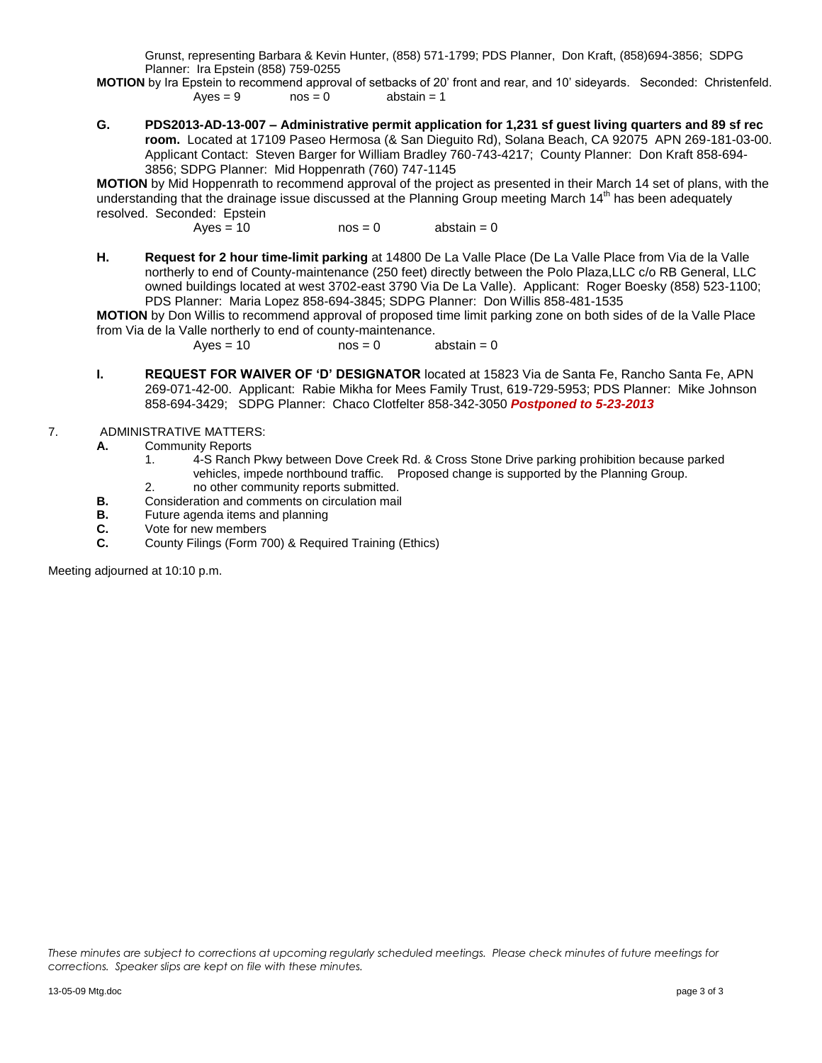Grunst, representing Barbara & Kevin Hunter, (858) 571-1799; PDS Planner, Don Kraft, (858)694-3856; SDPG Planner: Ira Epstein (858) 759-0255

**MOTION** by Ira Epstein to recommend approval of setbacks of 20' front and rear, and 10' sideyards. Seconded: Christenfeld.
Ayes = 9 nos = 0 abstain = 1

**G. PDS2013-AD-13-007 – Administrative permit application for 1,231 sf guest living quarters and 89 sf rec room.** Located at 17109 Paseo Hermosa (& San Dieguito Rd), Solana Beach, CA 92075 APN 269-181-03-00. Applicant Contact: Steven Barger for William Bradley 760-743-4217; County Planner: Don Kraft 858-694-3856; SDPG Planner: Mid Hoppenrath (760) 747-1145

**MOTION** by Mid Hoppenrath to recommend approval of the project as presented in their March 14 set of plans, with the understanding that the drainage issue discussed at the Planning Group meeting March 14th has been adequately resolved. Seconded: Epstein
Ayes = 10 nos = 0 abstain = 0

**H. Request for 2 hour time-limit parking** at 14800 De La Valle Place (De La Valle Place from Via de la Valle northerly to end of County-maintenance (250 feet) directly between the Polo Plaza,LLC c/o RB General, LLC owned buildings located at west 3702-east 3790 Via De La Valle). Applicant: Roger Boesky (858) 523-1100; PDS Planner: Maria Lopez 858-694-3845; SDPG Planner: Don Willis 858-481-1535

**MOTION** by Don Willis to recommend approval of proposed time limit parking zone on both sides of de la Valle Place from Via de la Valle northerly to end of county-maintenance.
Ayes = 10 nos = 0 abstain = 0

**I. REQUEST FOR WAIVER OF 'D' DESIGNATOR** located at 15823 Via de Santa Fe, Rancho Santa Fe, APN 269-071-42-00. Applicant: Rabie Mikha for Mees Family Trust, 619-729-5953; PDS Planner: Mike Johnson 858-694-3429; SDPG Planner: Chaco Clotfelter 858-342-3050 ***Postponed to 5-23-2013***

7. ADMINISTRATIVE MATTERS:

**A.** Community Reports
1. 4-S Ranch Pkwy between Dove Creek Rd. & Cross Stone Drive parking prohibition because parked vehicles, impede northbound traffic. Proposed change is supported by the Planning Group.
2. no other community reports submitted.

**B.** Consideration and comments on circulation mail
**B.** Future agenda items and planning
**C.** Vote for new members
**C.** County Filings (Form 700) & Required Training (Ethics)

Meeting adjourned at 10:10 p.m.

*These minutes are subject to corrections at upcoming regularly scheduled meetings. Please check minutes of future meetings for corrections. Speaker slips are kept on file with these minutes.*